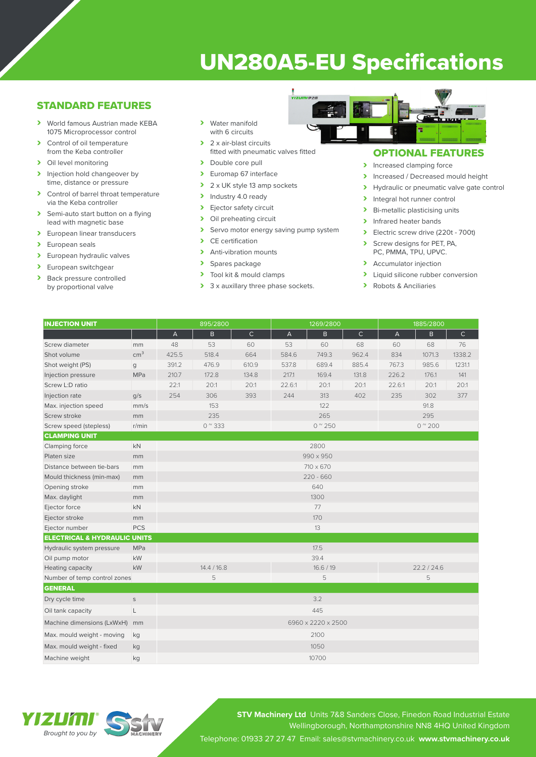# UN280A5-EU Specifications

## STANDARD FEATURES

- World famous Austrian made KEBA 1075 Microprocessor control
- Control of oil temperature from the Keba controller
- Oil level monitoring
- Injection hold changeover by time, distance or pressure
- Control of barrel throat temperature via the Keba controller
- Semi-auto start button on a flying lead with magnetic base
- European linear transducers
- European seals
- European hydraulic valves
- European switchgear
- Back pressure controlled by proportional valve
- Water manifold with 6 circuits
- 2 x air-blast circuits fitted with pneumatic valves fitted
- Double core pull
- Euromap 67 interface
- 2 x UK style 13 amp sockets
- Industry 4.0 ready
- Ejector safety circuit
- Oil preheating circuit
- Servo motor energy saving pump system
- CE certification
- Anti-vibration mounts
- Spares package
- Tool kit & mould clamps
- 3 x auxillary three phase sockets.

## OPTIONAL FEATURES

- Increased clamping force
- Increased / Decreased mould height
- Hydraulic or pneumatic valve gate control
- Integral hot runner control
- Bi-metallic plasticising units
- Infrared heater bands
- Electric screw drive (220t - 700t)
- Screw designs for PET, PA, PC, PMMA, TPU, UPVC.
- Accumulator injection
- Liquid silicone rubber conversion
- Robots & Anciliaries

| INJECTION UNIT | | 895/2800 | | | 1269/2800 | | | 1885/2800 | | |
|---|---|---|---|---|---|---|---|---|---|---|
| | | A | B | C | A | B | C | A | B | C |
| Screw diameter | mm | 48 | 53 | 60 | 53 | 60 | 68 | 60 | 68 | 76 |
| Shot volume | $cm^3$ | 425.5 | 518.4 | 664 | 584.6 | 749.3 | 962.4 | 834 | 1071.3 | 1338.2 |
| Shot weight (PS) | g | 391.2 | 476.9 | 610.9 | 537.8 | 689.4 | 885.4 | 767.3 | 985.6 | 1231.1 |
| Injection pressure | MPa | 210.7 | 172.8 | 134.8 | 217.1 | 169.4 | 131.8 | 226.2 | 176.1 | 141 |
| Screw L:D ratio | | 22:1 | 20:1 | 20:1 | 22.6:1 | 20:1 | 20:1 | 22.6:1 | 20:1 | 20:1 |
| Injection rate | g/s | 254 | 306 | 393 | 244 | 313 | 402 | 235 | 302 | 377 |
| Max. injection speed | mm/s | | 153 | | | 122 | | | 91.8 | |
| Screw stroke | mm | | 235 | | | 265 | | | 295 | |
| Screw speed (stepless) | r/min | | 0 ~ 333 | | | 0 ~ 250 | | | 0 ~ 200 | |
| **CLAMPING UNIT** | | | | | | | | | | |
| Clamping force | kN | | | | | 2800 | | | | |
| Platen size | mm | | | | | 990 x 950 | | | | |
| Distance between tie-bars | mm | | | | | 710 x 670 | | | | |
| Mould thickness (min-max) | mm | | | | | 220 - 660 | | | | |
| Opening stroke | mm | | | | | 640 | | | | |
| Max. daylight | mm | | | | | 1300 | | | | |
| Ejector force | kN | | | | | 77 | | | | |
| Ejector stroke | mm | | | | | 170 | | | | |
| Ejector number | PCS | | | | | 13 | | | | |
| **ELECTRICAL & HYDRAULIC UNITS** | | | | | | | | | | |
| Hydraulic system pressure | MPa | | | | | 17.5 | | | | |
| Oil pump motor | kW | | | | | 39.4 | | | | |
| Heating capacity | kW | | 14.4 / 16.8 | | | 16.6 / 19 | | | 22.2 / 24.6 | |
| Number of temp control zones | | | 5 | | | 5 | | | 5 | |
| **GENERAL** | | | | | | | | | | |
| Dry cycle time | s | | | | | 3.2 | | | | |
| Oil tank capacity | L | | | | | 445 | | | | |
| Machine dimensions (LxWxH) | mm | | | | | 6960 x 2220 x 2500 | | | | |
| Max. mould weight - moving | kg | | | | | 2100 | | | | |
| Max. mould weight - fixed | kg | | | | | 1050 | | | | |
| Machine weight | kg | | | | | 10700 | | | | |

YIZUMI® Brought to you by STV Machinery

**STV Machinery Ltd** Units 7&8 Sanders Close, Finedon Road Industrial Estate Wellingborough, Northamptonshire NN8 4HQ United Kingdom

Telephone: 01933 27 27 47 Email: sales@stvmachinery.co.uk **www.stvmachinery.co.uk**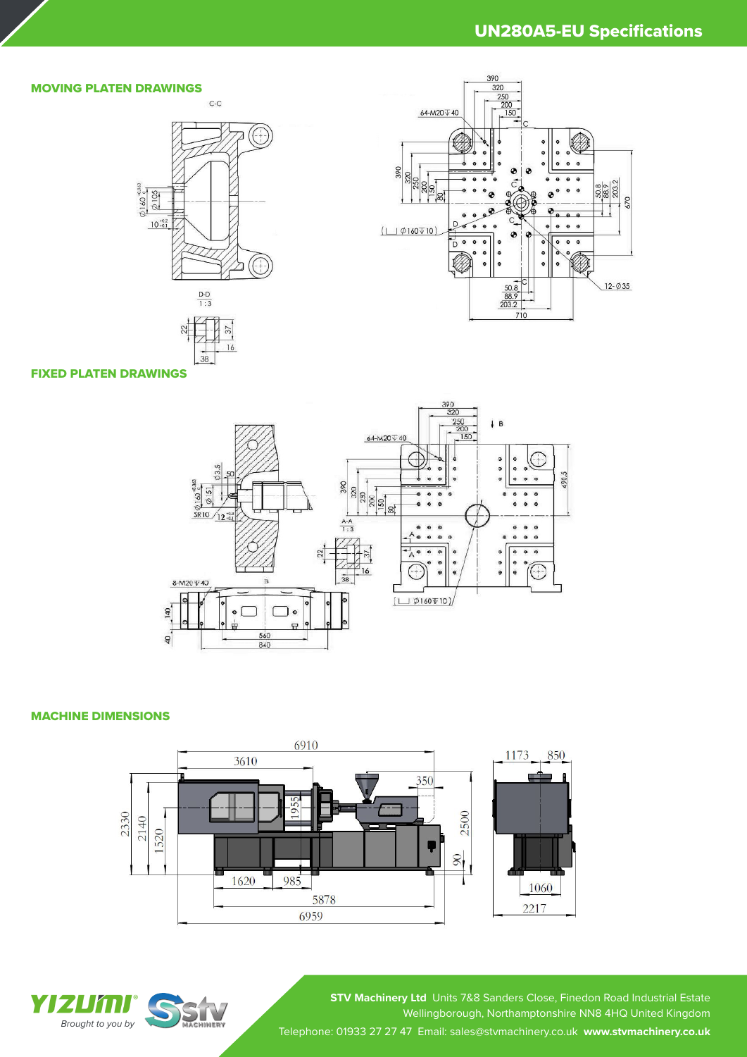# UN280A5-EU Specifications

## MOVING PLATEN DRAWINGS

## FIXED PLATEN DRAWINGS

## MACHINE DIMENSIONS

*Brought to you by*

**STV Machinery Ltd** Units 7&8 Sanders Close, Finedon Road Industrial Estate Wellingborough, Northamptonshire NN8 4HQ United Kingdom

Telephone: 01933 27 27 47 Email: sales@stvmachinery.co.uk **www.stvmachinery.co.uk**